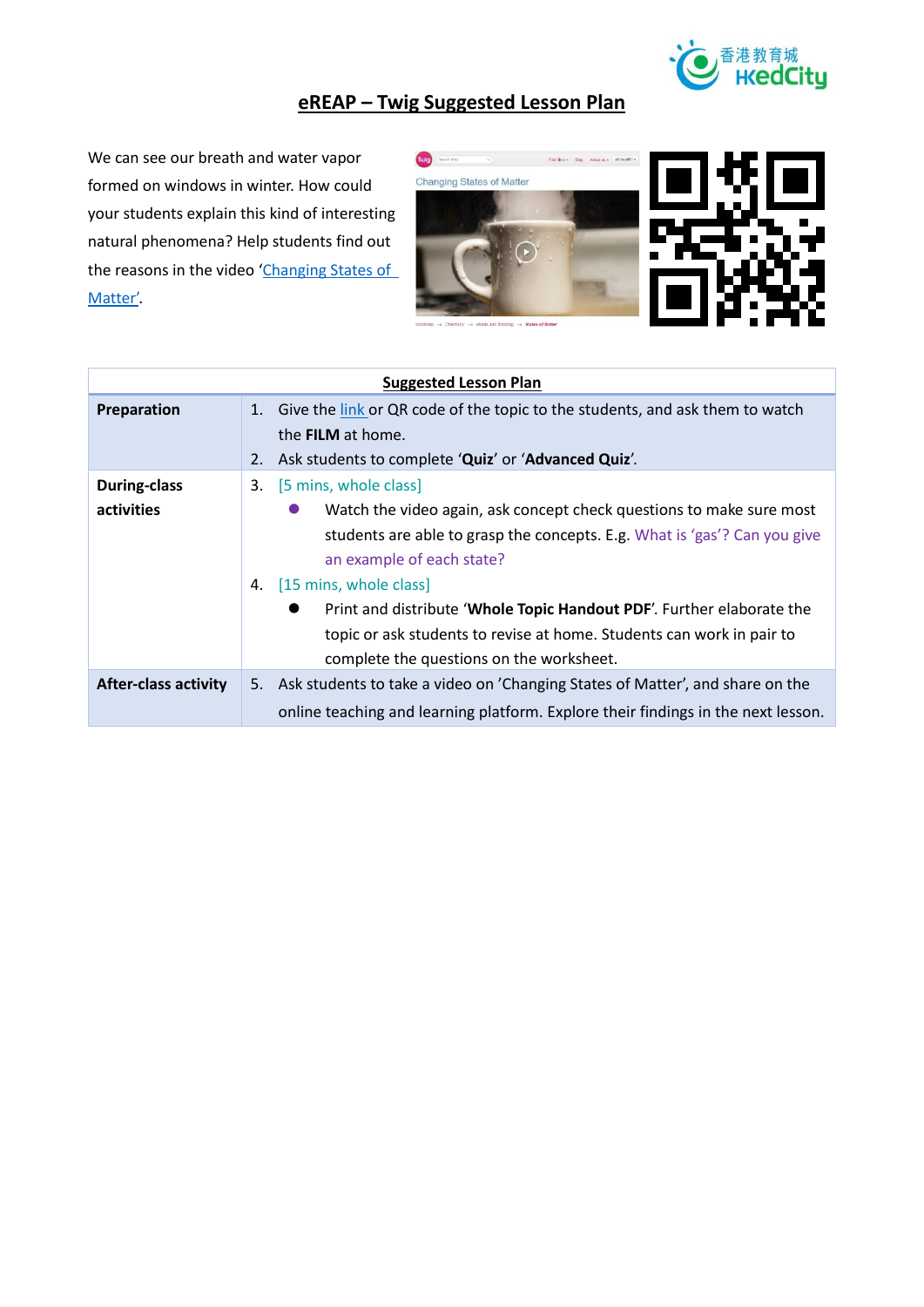# eREAP – Twig Suggested Lesson Plan

We can see our breath and water vapor formed on windows in winter. How could your students explain this kind of interesting natural phenomena? Help students find out the reasons in the video 'Changing States of Matter'.

| Suggested Lesson Plan | |
|---|---|
| **Preparation** | 1. Give the link or QR code of the topic to the students, and ask them to watch the **FILM** at home.<br>2. Ask students to complete '**Quiz**' or '**Advanced Quiz**'. |
| **During-class activities** | 3. [5 mins, whole class]<br>● Watch the video again, ask concept check questions to make sure most students are able to grasp the concepts. E.g. What is 'gas'? Can you give an example of each state?<br>4. [15 mins, whole class]<br>● Print and distribute '**Whole Topic Handout PDF**'. Further elaborate the topic or ask students to revise at home. Students can work in pair to complete the questions on the worksheet. |
| **After-class activity** | 5. Ask students to take a video on 'Changing States of Matter', and share on the online teaching and learning platform. Explore their findings in the next lesson. |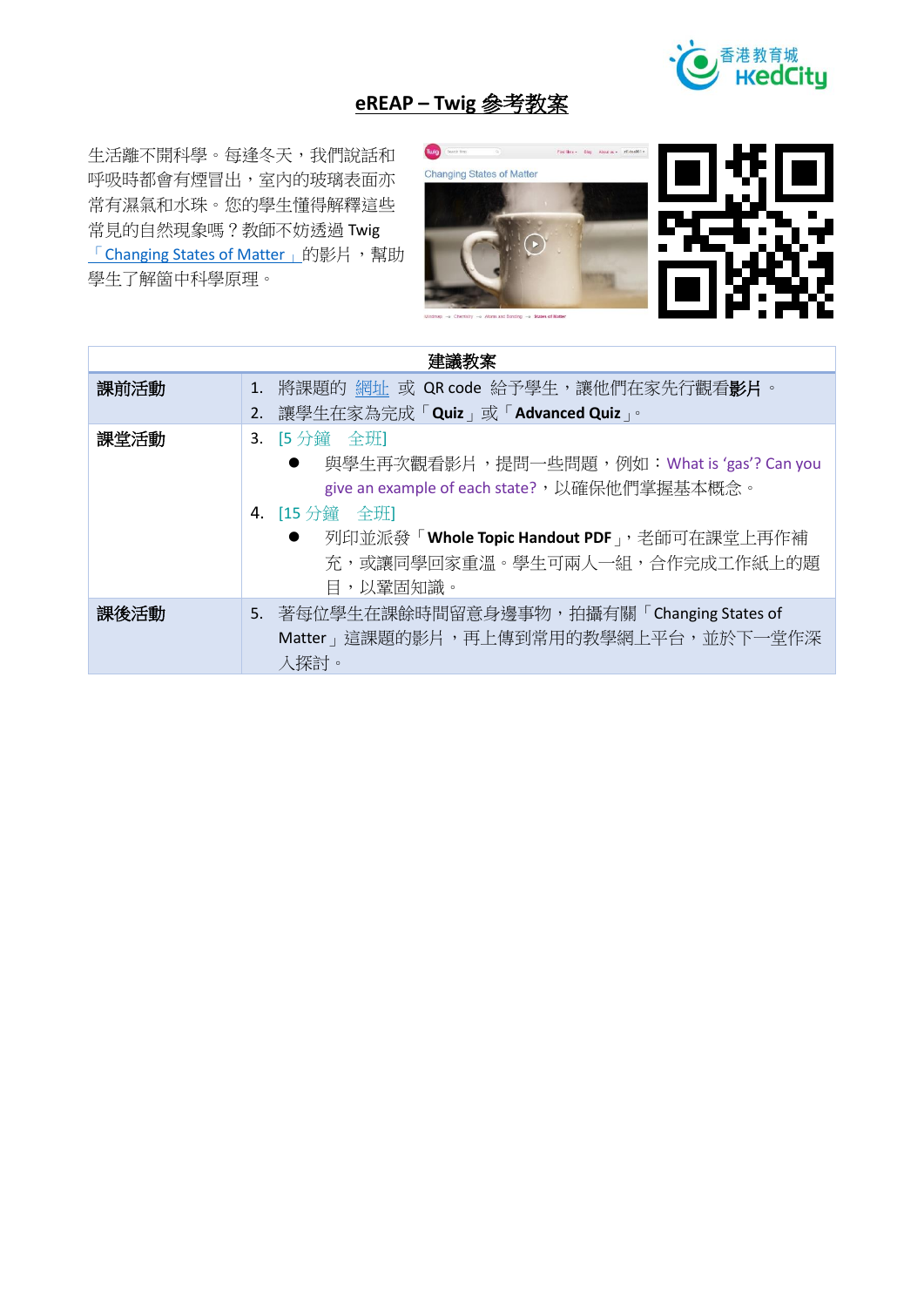# eREAP – Twig 參考教案

生活離不開科學。每逢冬天，我們說話和呼吸時都會有煙冒出，室內的玻璃表面亦常有濕氣和水珠。您的學生懂得解釋這些常見的自然現象嗎？教師不妨透過 Twig「Changing States of Matter」的影片，幫助學生了解箇中科學原理。

| 建議教案 | |
|---|---|
| **課前活動** | 1. 將課題的 網址 或 QR code 給予學生，讓他們在家先行觀看**影片**。<br>2. 讓學生在家為完成「**Quiz**」或「**Advanced Quiz**」。 |
| **課堂活動** | 3. [5 分鐘 全班]<br>● 與學生再次觀看影片，提問一些問題，例如：What is 'gas'? Can you give an example of each state?，以確保他們掌握基本概念。<br>4. [15 分鐘 全班]<br>● 列印並派發「**Whole Topic Handout PDF**」，老師可在課堂上再作補充，或讓同學回家重溫。學生可兩人一組，合作完成工作紙上的題目，以鞏固知識。 |
| **課後活動** | 5. 著每位學生在課餘時間留意身邊事物，拍攝有關「Changing States of Matter」這課題的影片，再上傳到常用的教學網上平台，並於下一堂作深入探討。 |